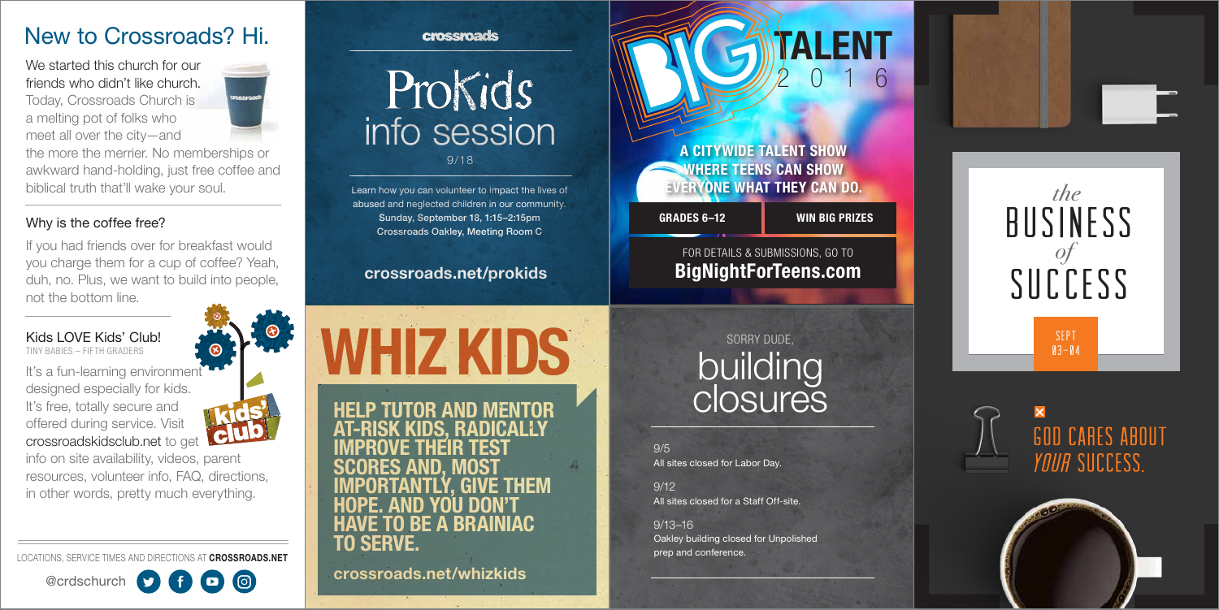# New to Crossroads? Hi.

We started this church for our friends who didn't like church. Today, Crossroads Church is a melting pot of folks who meet all over the city—and the more the merrier. No memberships or awkward hand-holding, just free coffee and biblical truth that'll wake your soul.

## Why is the coffee free?

If you had friends over for breakfast would you charge them for a cup of coffee? Yeah, duh, no. Plus, we want to build into people, not the bottom line.

## Kids LOVE Kids' Club!

TINY BABIES – FIFTH GRADERS

It's a fun-learning environment designed especially for kids. It's free, totally secure and offered during service. Visit crossroadskidsclub.net to get info on site availability, videos, parent resources, volunteer info, FAQ, directions, in other words, pretty much everything.

kids' club

LOCATIONS, SERVICE TIMES AND DIRECTIONS AT **CROSSROADS.NET**

@crdschurch

crossroads

# ProKids info session

9/18

Learn how you can volunteer to impact the lives of abused and neglected children in our community.
Sunday, September 18, 1:15–2:15pm
Crossroads Oakley, Meeting Room C

**crossroads.net/prokids**

# WHIZ KIDS

**HELP TUTOR AND MENTOR AT-RISK KIDS, RADICALLY IMPROVE THEIR TEST SCORES AND, MOST IMPORTANTLY, GIVE THEM HOPE. AND YOU DON'T HAVE TO BE A BRAINIAC TO SERVE.**

**crossroads.net/whizkids**

# BIG TALENT 2016

**A CITYWIDE TALENT SHOW WHERE TEENS CAN SHOW EVERYONE WHAT THEY CAN DO.**

**GRADES 6–12** | **WIN BIG PRIZES**

FOR DETAILS & SUBMISSIONS, GO TO
**BigNightForTeens.com**

SORRY DUDE,

# building closures

9/5
All sites closed for Labor Day.

9/12
All sites closed for a Staff Off-site.

9/13–16
Oakley building closed for Unpolished prep and conference.

# *the* BUSINESS *of* SUCCESS

SEPT
03–04

GOD CARES ABOUT *YOUR* SUCCESS.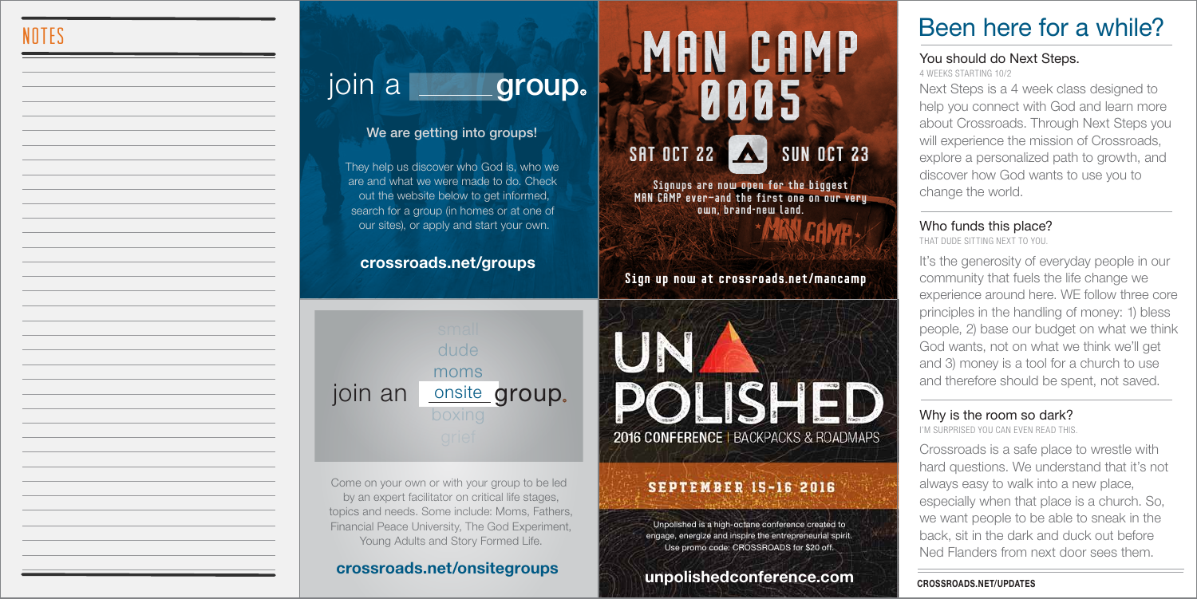# NOTES

## join a group.

**We are getting into groups!**

They help us discover who God is, who we are and what we were made to do. Check out the website below to get informed, search for a group (in homes or at one of our sites), or apply and start your own.

**crossroads.net/groups**

## join an onsite group.

small
dude
moms
boxing
grief

Come on your own or with your group to be led by an expert facilitator on critical life stages, topics and needs. Some include: Moms, Fathers, Financial Peace University, The God Experiment, Young Adults and Story Formed Life.

**crossroads.net/onsitegroups**

# MAN CAMP 0005

SAT OCT 22 — SUN OCT 23

Signups are now open for the biggest MAN CAMP ever—and the first one on our very own, brand-new land.

Sign up now at crossroads.net/mancamp

# UNPOLISHED

2016 CONFERENCE | BACKPACKS & ROADMAPS

SEPTEMBER 15-16 2016

Unpolished is a high-octane conference created to engage, energize and inspire the entrepreneurial spirit. Use promo code: CROSSROADS for $20 off.

**unpolishedconference.com**

# Been here for a while?

### You should do Next Steps.

4 WEEKS STARTING 10/2

Next Steps is a 4 week class designed to help you connect with God and learn more about Crossroads. Through Next Steps you will experience the mission of Crossroads, explore a personalized path to growth, and discover how God wants to use you to change the world.

### Who funds this place?

THAT DUDE SITTING NEXT TO YOU.

It's the generosity of everyday people in our community that fuels the life change we experience around here. WE follow three core principles in the handling of money: 1) bless people, 2) base our budget on what we think God wants, not on what we think we'll get and 3) money is a tool for a church to use and therefore should be spent, not saved.

### Why is the room so dark?

I'M SURPRISED YOU CAN EVEN READ THIS.

Crossroads is a safe place to wrestle with hard questions. We understand that it's not always easy to walk into a new place, especially when that place is a church. So, we want people to be able to sneak in the back, sit in the dark and duck out before Ned Flanders from next door sees them.

**CROSSROADS.NET/UPDATES**